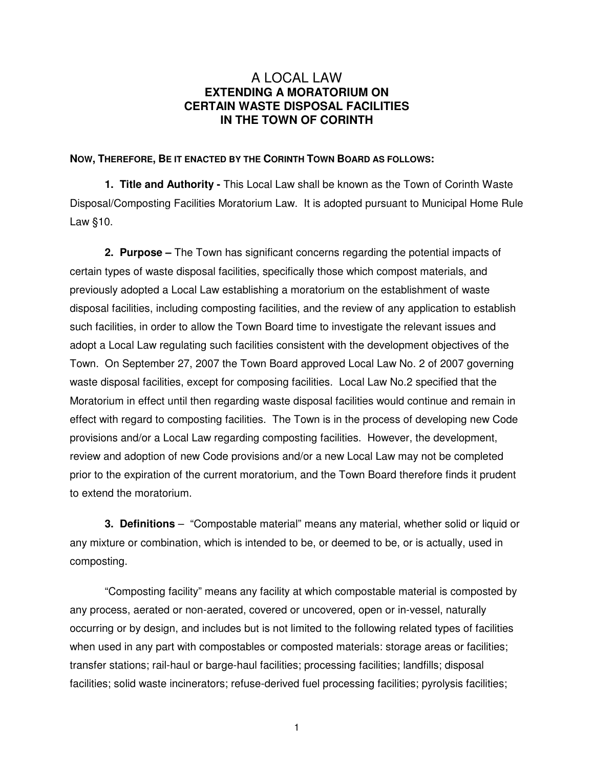# A LOCAL LAW
## EXTENDING A MORATORIUM ON CERTAIN WASTE DISPOSAL FACILITIES IN THE TOWN OF CORINTH

**NOW, THEREFORE, BE IT ENACTED BY THE CORINTH TOWN BOARD AS FOLLOWS:**

**1. Title and Authority -** This Local Law shall be known as the Town of Corinth Waste Disposal/Composting Facilities Moratorium Law. It is adopted pursuant to Municipal Home Rule Law §10.

**2. Purpose –** The Town has significant concerns regarding the potential impacts of certain types of waste disposal facilities, specifically those which compost materials, and previously adopted a Local Law establishing a moratorium on the establishment of waste disposal facilities, including composting facilities, and the review of any application to establish such facilities, in order to allow the Town Board time to investigate the relevant issues and adopt a Local Law regulating such facilities consistent with the development objectives of the Town. On September 27, 2007 the Town Board approved Local Law No. 2 of 2007 governing waste disposal facilities, except for composing facilities. Local Law No.2 specified that the Moratorium in effect until then regarding waste disposal facilities would continue and remain in effect with regard to composting facilities. The Town is in the process of developing new Code provisions and/or a Local Law regarding composting facilities. However, the development, review and adoption of new Code provisions and/or a new Local Law may not be completed prior to the expiration of the current moratorium, and the Town Board therefore finds it prudent to extend the moratorium.

**3. Definitions** – "Compostable material" means any material, whether solid or liquid or any mixture or combination, which is intended to be, or deemed to be, or is actually, used in composting.

"Composting facility" means any facility at which compostable material is composted by any process, aerated or non-aerated, covered or uncovered, open or in-vessel, naturally occurring or by design, and includes but is not limited to the following related types of facilities when used in any part with compostables or composted materials: storage areas or facilities; transfer stations; rail-haul or barge-haul facilities; processing facilities; landfills; disposal facilities; solid waste incinerators; refuse-derived fuel processing facilities; pyrolysis facilities;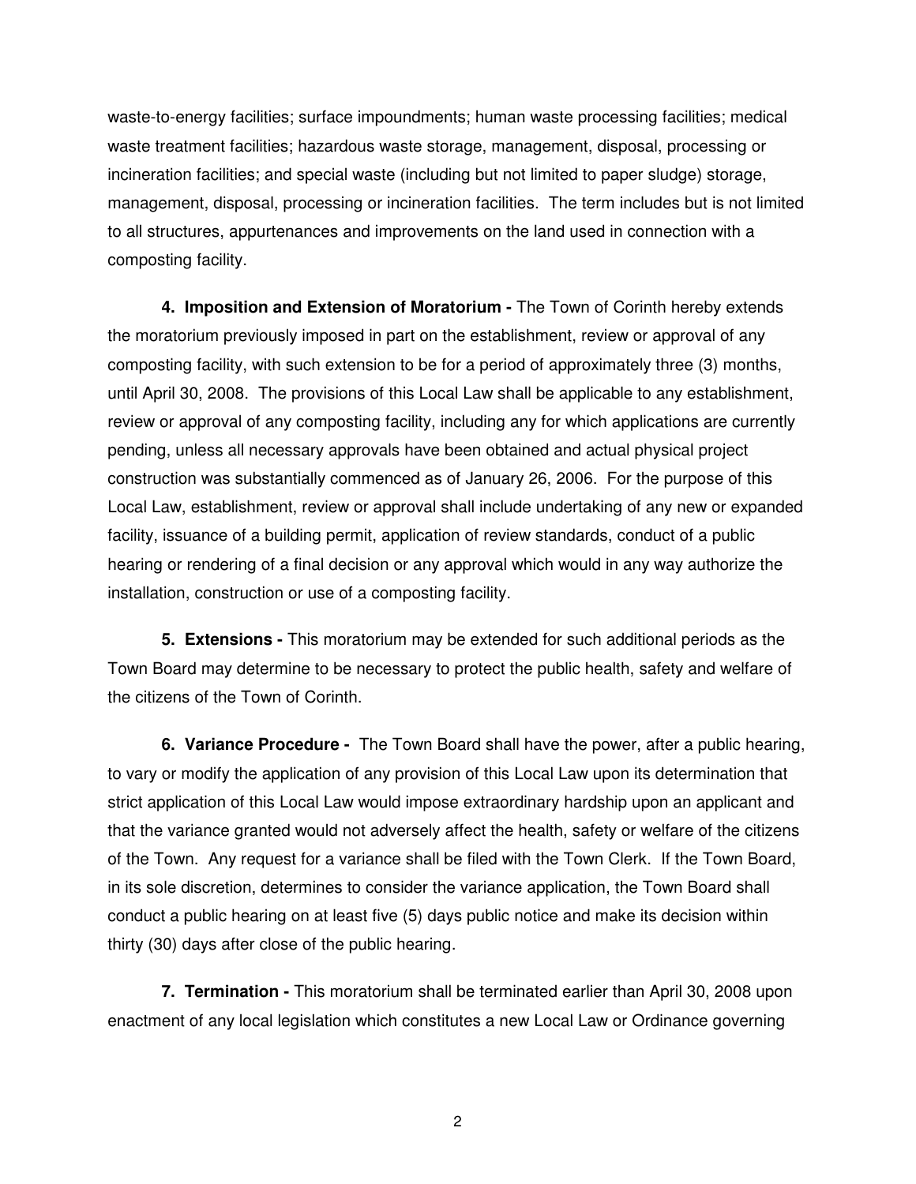waste-to-energy facilities; surface impoundments; human waste processing facilities; medical waste treatment facilities; hazardous waste storage, management, disposal, processing or incineration facilities; and special waste (including but not limited to paper sludge) storage, management, disposal, processing or incineration facilities. The term includes but is not limited to all structures, appurtenances and improvements on the land used in connection with a composting facility.

**4. Imposition and Extension of Moratorium -** The Town of Corinth hereby extends the moratorium previously imposed in part on the establishment, review or approval of any composting facility, with such extension to be for a period of approximately three (3) months, until April 30, 2008. The provisions of this Local Law shall be applicable to any establishment, review or approval of any composting facility, including any for which applications are currently pending, unless all necessary approvals have been obtained and actual physical project construction was substantially commenced as of January 26, 2006. For the purpose of this Local Law, establishment, review or approval shall include undertaking of any new or expanded facility, issuance of a building permit, application of review standards, conduct of a public hearing or rendering of a final decision or any approval which would in any way authorize the installation, construction or use of a composting facility.

**5. Extensions -** This moratorium may be extended for such additional periods as the Town Board may determine to be necessary to protect the public health, safety and welfare of the citizens of the Town of Corinth.

**6. Variance Procedure -** The Town Board shall have the power, after a public hearing, to vary or modify the application of any provision of this Local Law upon its determination that strict application of this Local Law would impose extraordinary hardship upon an applicant and that the variance granted would not adversely affect the health, safety or welfare of the citizens of the Town. Any request for a variance shall be filed with the Town Clerk. If the Town Board, in its sole discretion, determines to consider the variance application, the Town Board shall conduct a public hearing on at least five (5) days public notice and make its decision within thirty (30) days after close of the public hearing.

**7. Termination -** This moratorium shall be terminated earlier than April 30, 2008 upon enactment of any local legislation which constitutes a new Local Law or Ordinance governing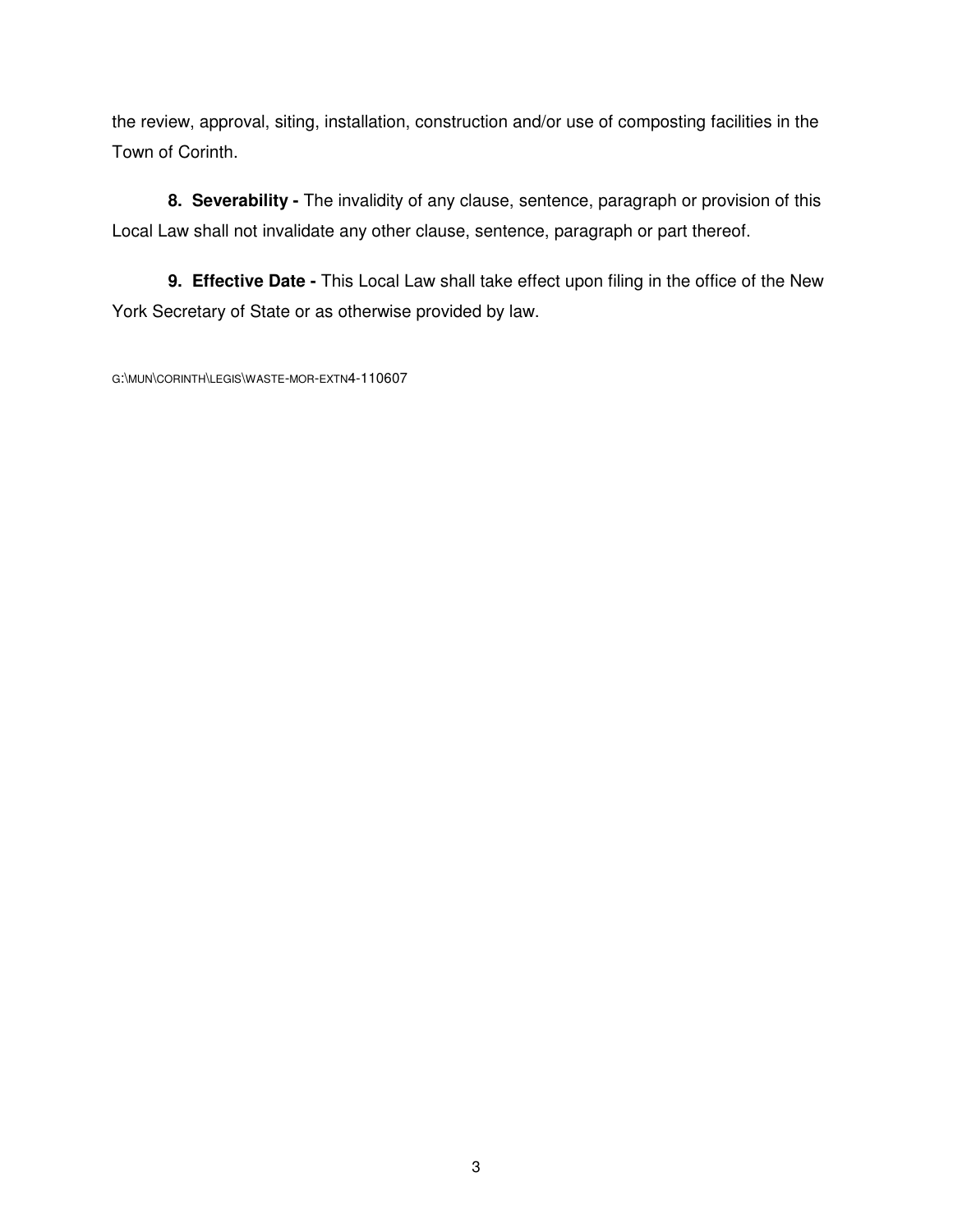the review, approval, siting, installation, construction and/or use of composting facilities in the Town of Corinth.

**8. Severability -** The invalidity of any clause, sentence, paragraph or provision of this Local Law shall not invalidate any other clause, sentence, paragraph or part thereof.

**9. Effective Date -** This Local Law shall take effect upon filing in the office of the New York Secretary of State or as otherwise provided by law.

G:\MUN\CORINTH\LEGIS\WASTE-MOR-EXTN4-110607